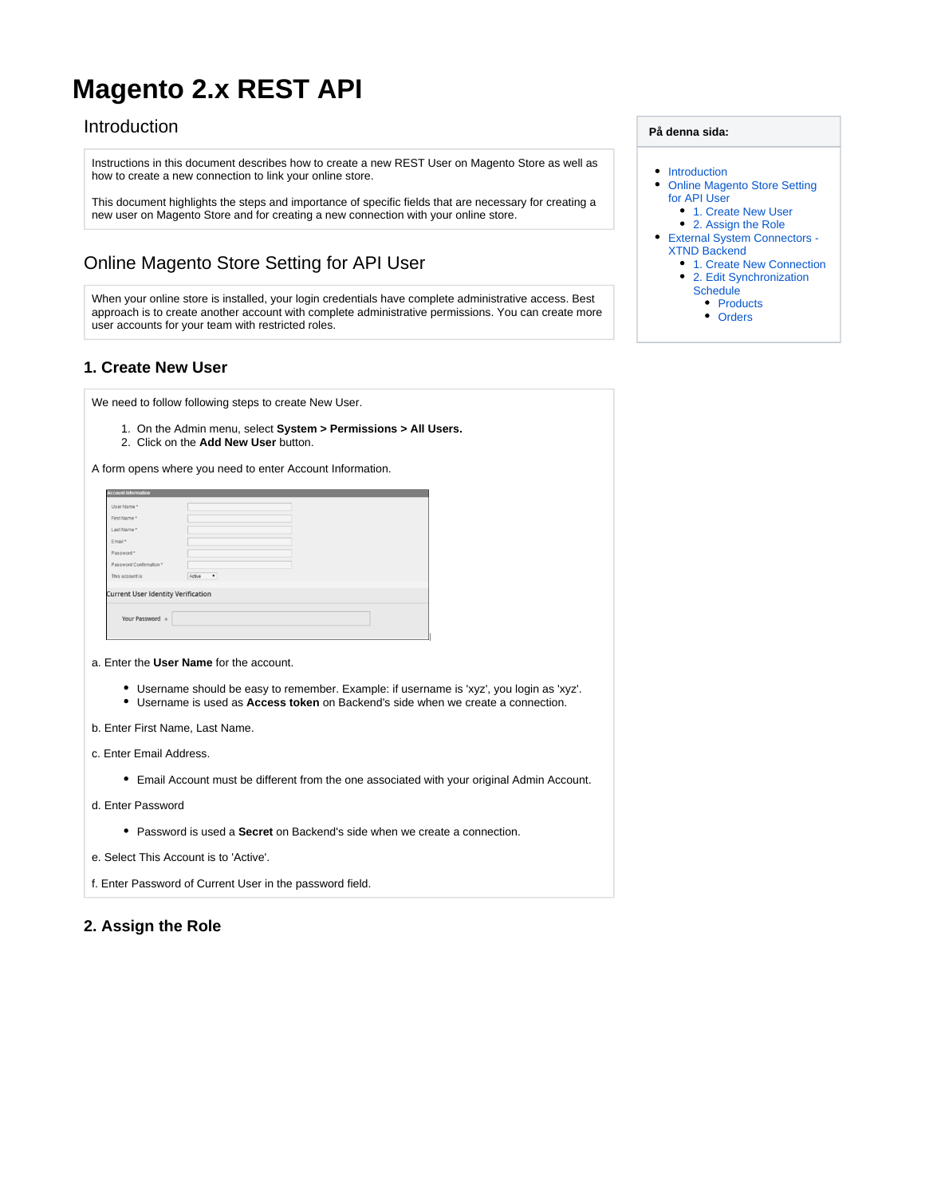# Magento 2.x REST API

## Introduction

Instructions in this document describes how to create a new REST User on Magento Store as well as how to create a new connection to link your online store.

This document highlights the steps and importance of specific fields that are necessary for creating a new user on Magento Store and for creating a new connection with your online store.

**På denna sida:**

- Introduction
- Online Magento Store Setting for API User
    - 1. Create New User
    - 2. Assign the Role
- External System Connectors - XTND Backend
    - 1. Create New Connection
    - 2. Edit Synchronization Schedule
        - Products
        - Orders

## Online Magento Store Setting for API User

When your online store is installed, your login credentials have complete administrative access. Best approach is to create another account with complete administrative permissions. You can create more user accounts for your team with restricted roles.

### 1. Create New User

We need to follow following steps to create New User.

1. On the Admin menu, select **System > Permissions > All Users.**
2. Click on the **Add New User** button.

A form opens where you need to enter Account Information.

a. Enter the **User Name** for the account.

- Username should be easy to remember. Example: if username is 'xyz', you login as 'xyz'.
- Username is used as **Access token** on Backend's side when we create a connection.

b. Enter First Name, Last Name.

c. Enter Email Address.

- Email Account must be different from the one associated with your original Admin Account.

d. Enter Password

- Password is used a **Secret** on Backend's side when we create a connection.

e. Select This Account is to 'Active'.

f. Enter Password of Current User in the password field.

### 2. Assign the Role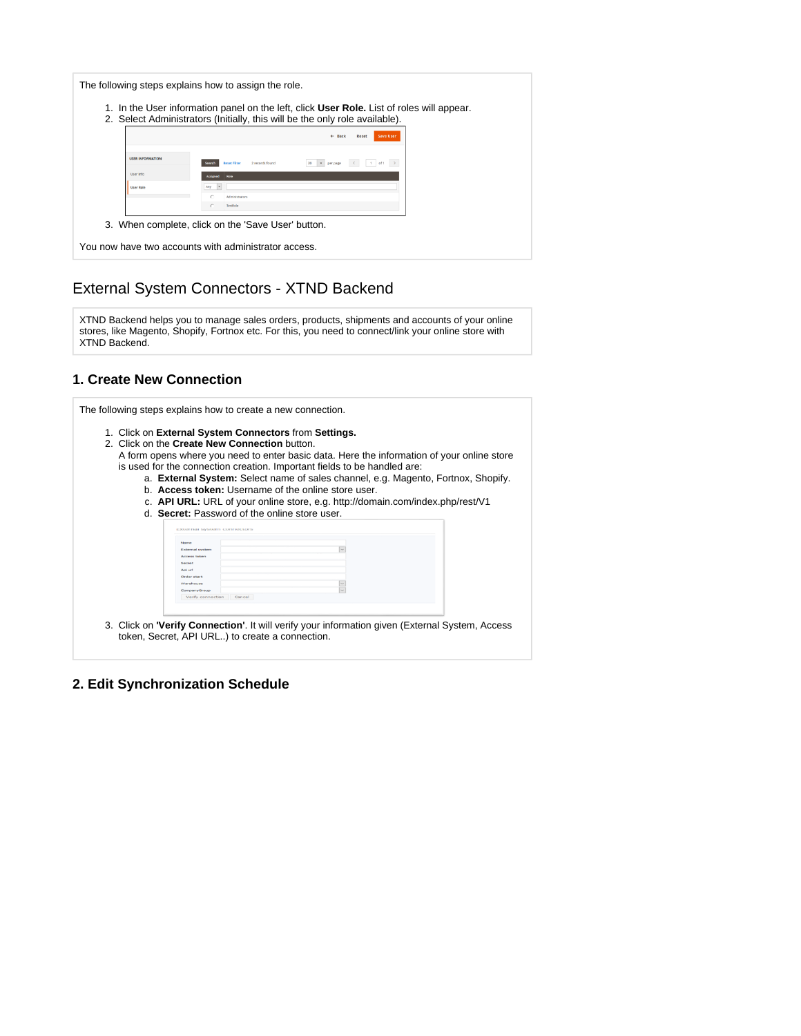The following steps explains how to assign the role.

1. In the User information panel on the left, click **User Role.** List of roles will appear.
2. Select Administrators (Initially, this will be the only role available).
3. When complete, click on the 'Save User' button.

You now have two accounts with administrator access.

# External System Connectors - XTND Backend

XTND Backend helps you to manage sales orders, products, shipments and accounts of your online stores, like Magento, Shopify, Fortnox etc. For this, you need to connect/link your online store with XTND Backend.

## 1. Create New Connection

The following steps explains how to create a new connection.

1. Click on **External System Connectors** from **Settings.**
2. Click on the **Create New Connection** button.
   A form opens where you need to enter basic data. Here the information of your online store is used for the connection creation. Important fields to be handled are:
   a. **External System:** Select name of sales channel, e.g. Magento, Fortnox, Shopify.
   b. **Access token:** Username of the online store user.
   c. **API URL:** URL of your online store, e.g. http://domain.com/index.php/rest/V1
   d. **Secret:** Password of the online store user.
3. Click on **'Verify Connection'**. It will verify your information given (External System, Access token, Secret, API URL..) to create a connection.

## 2. Edit Synchronization Schedule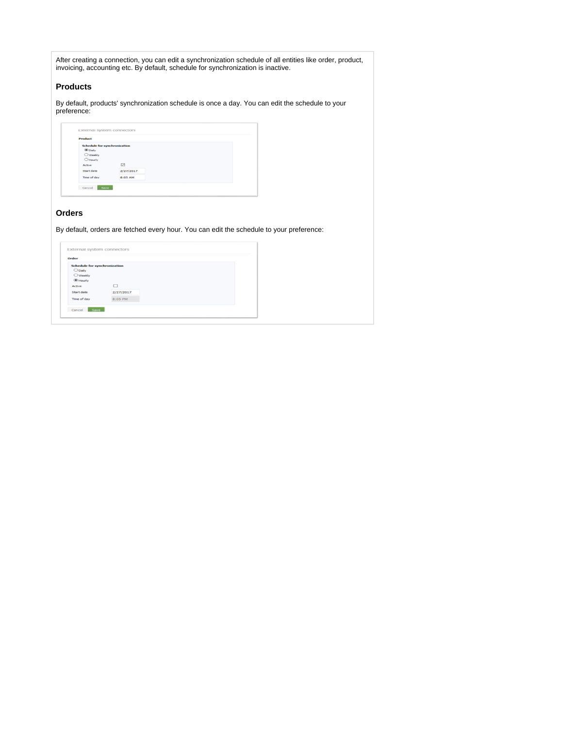After creating a connection, you can edit a synchronization schedule of all entities like order, product, invoicing, accounting etc. By default, schedule for synchronization is inactive.

### Products

By default, products' synchronization schedule is once a day. You can edit the schedule to your preference:

### Orders

By default, orders are fetched every hour. You can edit the schedule to your preference: